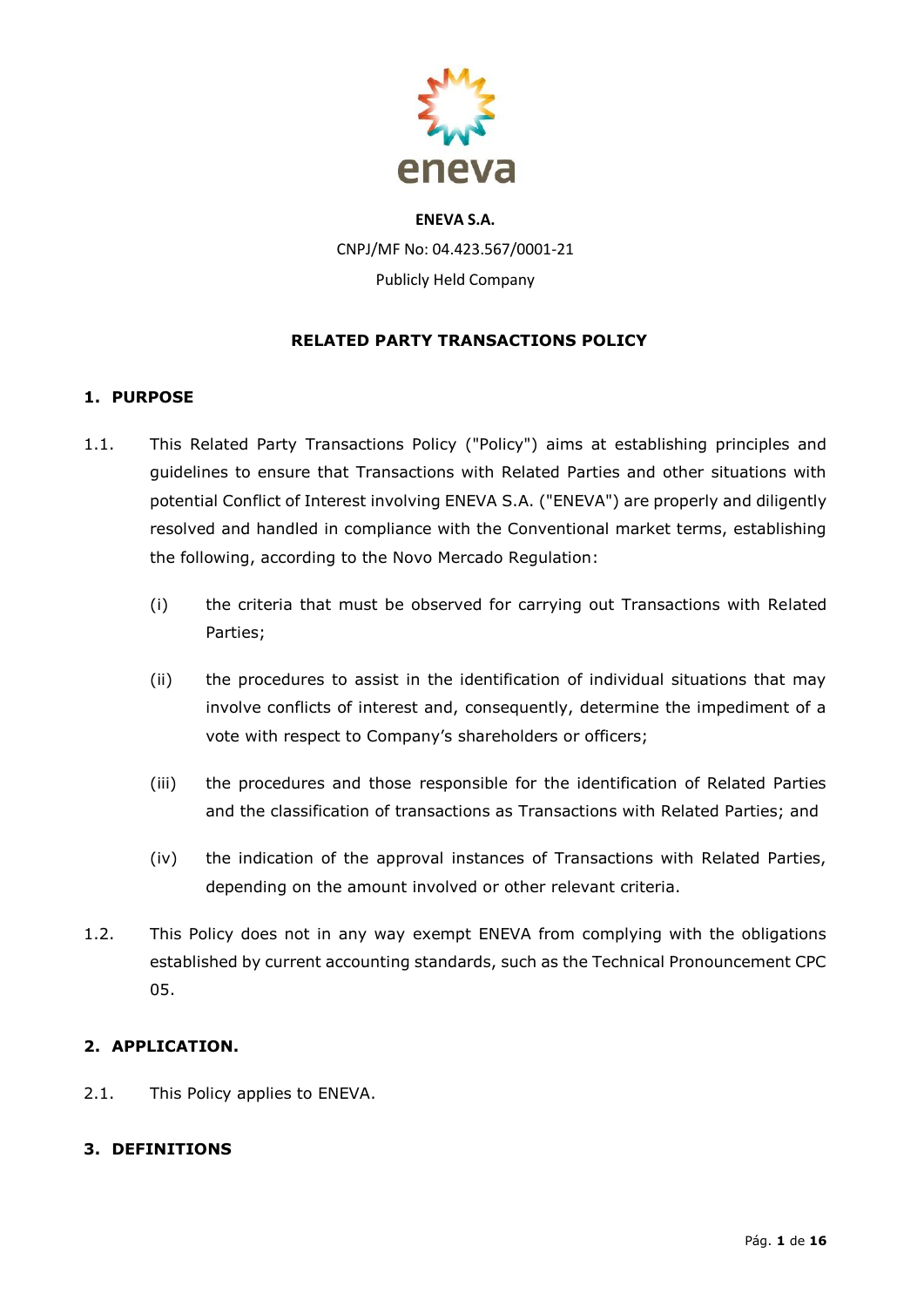**ENEVA S.A.**

CNPJ/MF No: 04.423.567/0001-21

Publicly Held Company

# RELATED PARTY TRANSACTIONS POLICY

## 1. PURPOSE

1.1. This Related Party Transactions Policy ("Policy") aims at establishing principles and guidelines to ensure that Transactions with Related Parties and other situations with potential Conflict of Interest involving ENEVA S.A. ("ENEVA") are properly and diligently resolved and handled in compliance with the Conventional market terms, establishing the following, according to the Novo Mercado Regulation:

(i) the criteria that must be observed for carrying out Transactions with Related Parties;

(ii) the procedures to assist in the identification of individual situations that may involve conflicts of interest and, consequently, determine the impediment of a vote with respect to Company's shareholders or officers;

(iii) the procedures and those responsible for the identification of Related Parties and the classification of transactions as Transactions with Related Parties; and

(iv) the indication of the approval instances of Transactions with Related Parties, depending on the amount involved or other relevant criteria.

1.2. This Policy does not in any way exempt ENEVA from complying with the obligations established by current accounting standards, such as the Technical Pronouncement CPC 05.

## 2. APPLICATION.

2.1. This Policy applies to ENEVA.

## 3. DEFINITIONS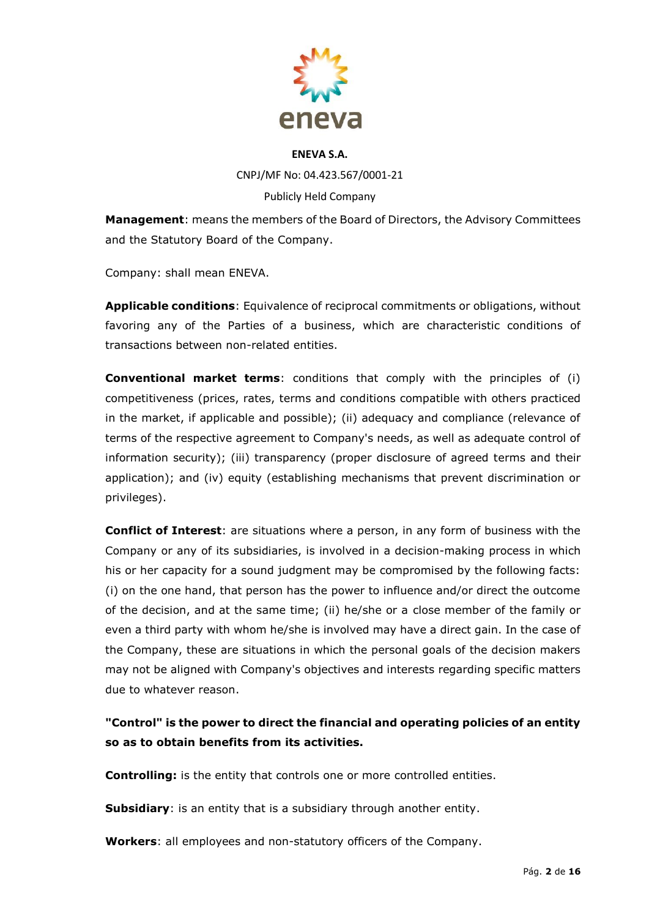**Management**: means the members of the Board of Directors, the Advisory Committees and the Statutory Board of the Company.

Company: shall mean ENEVA.

**Applicable conditions**: Equivalence of reciprocal commitments or obligations, without favoring any of the Parties of a business, which are characteristic conditions of transactions between non-related entities.

**Conventional market terms**: conditions that comply with the principles of (i) competitiveness (prices, rates, terms and conditions compatible with others practiced in the market, if applicable and possible); (ii) adequacy and compliance (relevance of terms of the respective agreement to Company's needs, as well as adequate control of information security); (iii) transparency (proper disclosure of agreed terms and their application); and (iv) equity (establishing mechanisms that prevent discrimination or privileges).

**Conflict of Interest**: are situations where a person, in any form of business with the Company or any of its subsidiaries, is involved in a decision-making process in which his or her capacity for a sound judgment may be compromised by the following facts: (i) on the one hand, that person has the power to influence and/or direct the outcome of the decision, and at the same time; (ii) he/she or a close member of the family or even a third party with whom he/she is involved may have a direct gain. In the case of the Company, these are situations in which the personal goals of the decision makers may not be aligned with Company's objectives and interests regarding specific matters due to whatever reason.

**"Control" is the power to direct the financial and operating policies of an entity so as to obtain benefits from its activities.**

**Controlling:** is the entity that controls one or more controlled entities.

**Subsidiary**: is an entity that is a subsidiary through another entity.

**Workers**: all employees and non-statutory officers of the Company.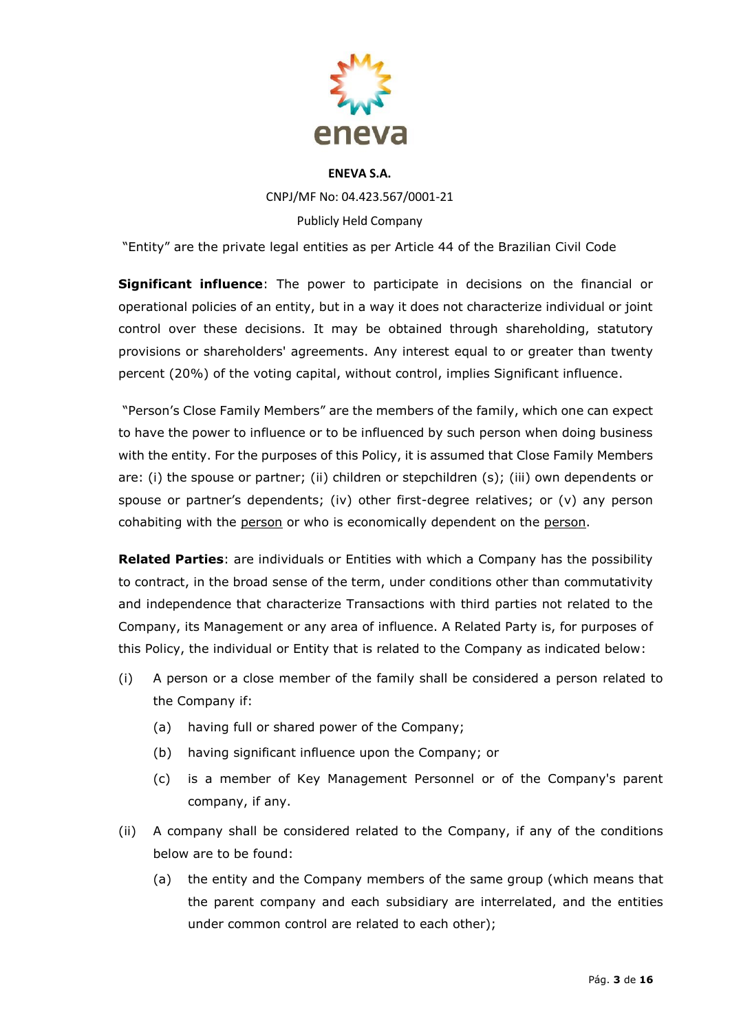"Entity" are the private legal entities as per Article 44 of the Brazilian Civil Code

**Significant influence**: The power to participate in decisions on the financial or operational policies of an entity, but in a way it does not characterize individual or joint control over these decisions. It may be obtained through shareholding, statutory provisions or shareholders' agreements. Any interest equal to or greater than twenty percent (20%) of the voting capital, without control, implies Significant influence.

"Person's Close Family Members" are the members of the family, which one can expect to have the power to influence or to be influenced by such person when doing business with the entity. For the purposes of this Policy, it is assumed that Close Family Members are: (i) the spouse or partner; (ii) children or stepchildren (s); (iii) own dependents or spouse or partner's dependents; (iv) other first-degree relatives; or (v) any person cohabiting with the person or who is economically dependent on the person.

**Related Parties**: are individuals or Entities with which a Company has the possibility to contract, in the broad sense of the term, under conditions other than commutativity and independence that characterize Transactions with third parties not related to the Company, its Management or any area of influence. A Related Party is, for purposes of this Policy, the individual or Entity that is related to the Company as indicated below:

(i) A person or a close member of the family shall be considered a person related to the Company if:

  (a) having full or shared power of the Company;

  (b) having significant influence upon the Company; or

  (c) is a member of Key Management Personnel or of the Company's parent company, if any.

(ii) A company shall be considered related to the Company, if any of the conditions below are to be found:

  (a) the entity and the Company members of the same group (which means that the parent company and each subsidiary are interrelated, and the entities under common control are related to each other);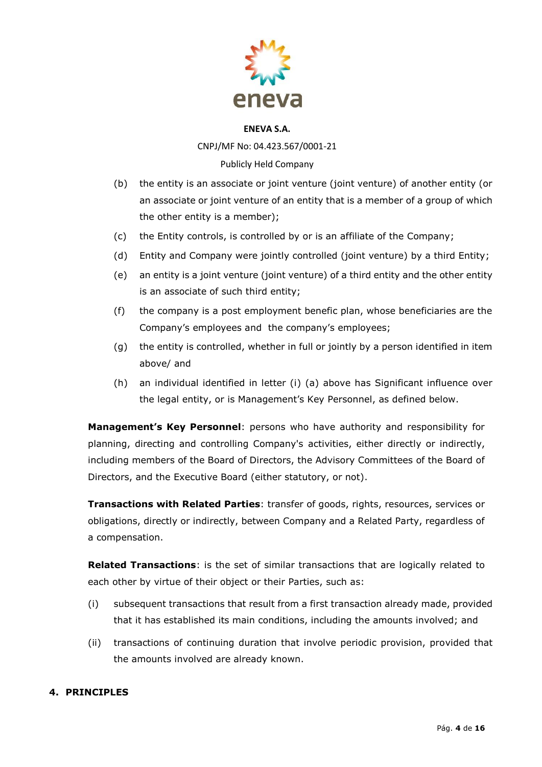(b) the entity is an associate or joint venture (joint venture) of another entity (or an associate or joint venture of an entity that is a member of a group of which the other entity is a member);

(c) the Entity controls, is controlled by or is an affiliate of the Company;

(d) Entity and Company were jointly controlled (joint venture) by a third Entity;

(e) an entity is a joint venture (joint venture) of a third entity and the other entity is an associate of such third entity;

(f) the company is a post employment benefic plan, whose beneficiaries are the Company's employees and the company's employees;

(g) the entity is controlled, whether in full or jointly by a person identified in item above/ and

(h) an individual identified in letter (i) (a) above has Significant influence over the legal entity, or is Management's Key Personnel, as defined below.

**Management's Key Personnel**: persons who have authority and responsibility for planning, directing and controlling Company's activities, either directly or indirectly, including members of the Board of Directors, the Advisory Committees of the Board of Directors, and the Executive Board (either statutory, or not).

**Transactions with Related Parties**: transfer of goods, rights, resources, services or obligations, directly or indirectly, between Company and a Related Party, regardless of a compensation.

**Related Transactions**: is the set of similar transactions that are logically related to each other by virtue of their object or their Parties, such as:

(i) subsequent transactions that result from a first transaction already made, provided that it has established its main conditions, including the amounts involved; and

(ii) transactions of continuing duration that involve periodic provision, provided that the amounts involved are already known.

## 4. PRINCIPLES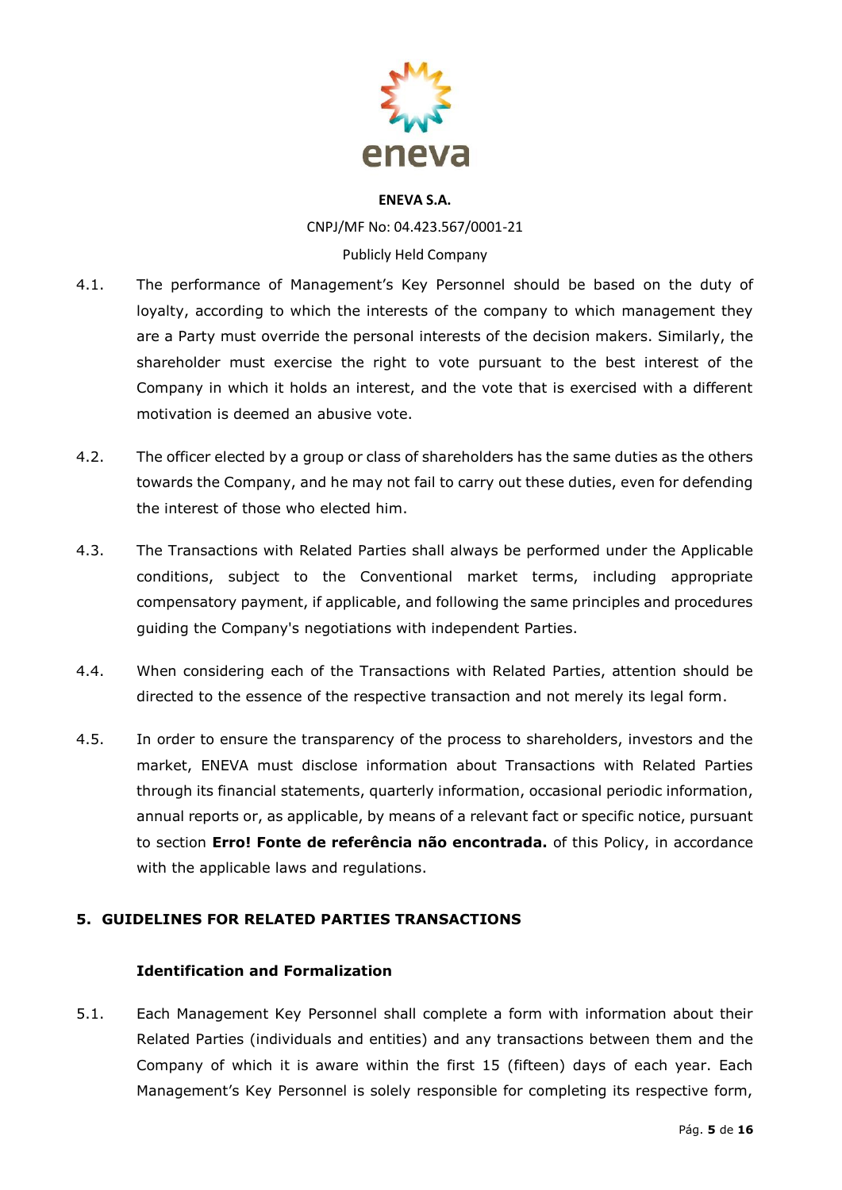4.1. The performance of Management's Key Personnel should be based on the duty of loyalty, according to which the interests of the company to which management they are a Party must override the personal interests of the decision makers. Similarly, the shareholder must exercise the right to vote pursuant to the best interest of the Company in which it holds an interest, and the vote that is exercised with a different motivation is deemed an abusive vote.

4.2. The officer elected by a group or class of shareholders has the same duties as the others towards the Company, and he may not fail to carry out these duties, even for defending the interest of those who elected him.

4.3. The Transactions with Related Parties shall always be performed under the Applicable conditions, subject to the Conventional market terms, including appropriate compensatory payment, if applicable, and following the same principles and procedures guiding the Company's negotiations with independent Parties.

4.4. When considering each of the Transactions with Related Parties, attention should be directed to the essence of the respective transaction and not merely its legal form.

4.5. In order to ensure the transparency of the process to shareholders, investors and the market, ENEVA must disclose information about Transactions with Related Parties through its financial statements, quarterly information, occasional periodic information, annual reports or, as applicable, by means of a relevant fact or specific notice, pursuant to section **Erro! Fonte de referência não encontrada.** of this Policy, in accordance with the applicable laws and regulations.

## 5. GUIDELINES FOR RELATED PARTIES TRANSACTIONS

### Identification and Formalization

5.1. Each Management Key Personnel shall complete a form with information about their Related Parties (individuals and entities) and any transactions between them and the Company of which it is aware within the first 15 (fifteen) days of each year. Each Management's Key Personnel is solely responsible for completing its respective form,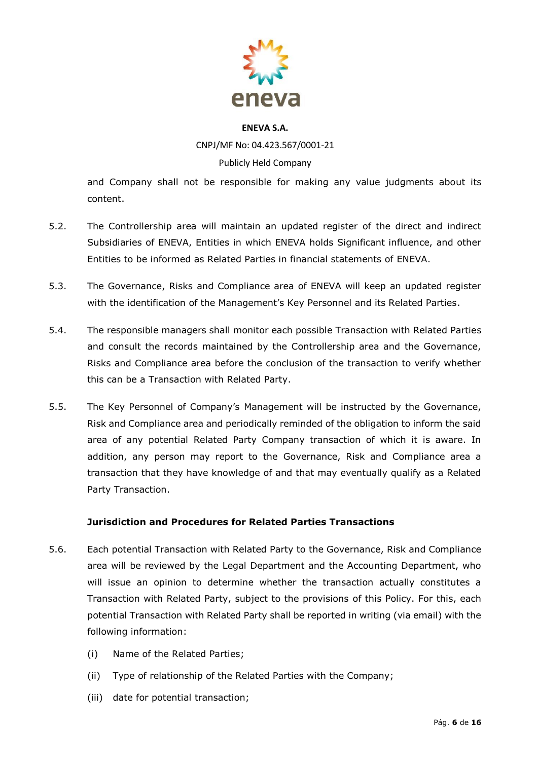and Company shall not be responsible for making any value judgments about its content.

5.2. The Controllership area will maintain an updated register of the direct and indirect Subsidiaries of ENEVA, Entities in which ENEVA holds Significant influence, and other Entities to be informed as Related Parties in financial statements of ENEVA.

5.3. The Governance, Risks and Compliance area of ENEVA will keep an updated register with the identification of the Management's Key Personnel and its Related Parties.

5.4. The responsible managers shall monitor each possible Transaction with Related Parties and consult the records maintained by the Controllership area and the Governance, Risks and Compliance area before the conclusion of the transaction to verify whether this can be a Transaction with Related Party.

5.5. The Key Personnel of Company's Management will be instructed by the Governance, Risk and Compliance area and periodically reminded of the obligation to inform the said area of any potential Related Party Company transaction of which it is aware. In addition, any person may report to the Governance, Risk and Compliance area a transaction that they have knowledge of and that may eventually qualify as a Related Party Transaction.

**Jurisdiction and Procedures for Related Parties Transactions**

5.6. Each potential Transaction with Related Party to the Governance, Risk and Compliance area will be reviewed by the Legal Department and the Accounting Department, who will issue an opinion to determine whether the transaction actually constitutes a Transaction with Related Party, subject to the provisions of this Policy. For this, each potential Transaction with Related Party shall be reported in writing (via email) with the following information:

(i) Name of the Related Parties;

(ii) Type of relationship of the Related Parties with the Company;

(iii) date for potential transaction;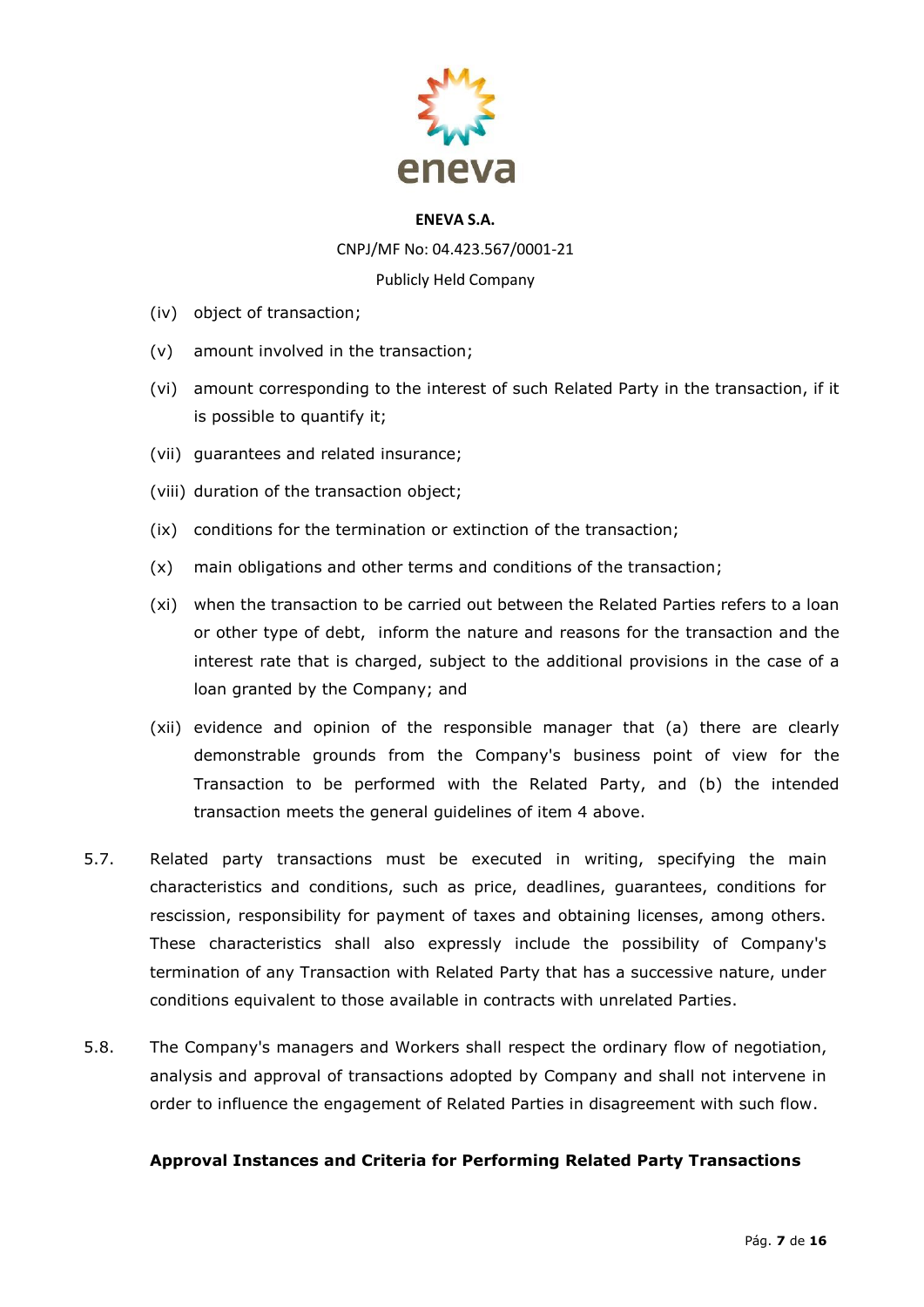(iv) object of transaction;

(v) amount involved in the transaction;

(vi) amount corresponding to the interest of such Related Party in the transaction, if it is possible to quantify it;

(vii) guarantees and related insurance;

(viii) duration of the transaction object;

(ix) conditions for the termination or extinction of the transaction;

(x) main obligations and other terms and conditions of the transaction;

(xi) when the transaction to be carried out between the Related Parties refers to a loan or other type of debt, inform the nature and reasons for the transaction and the interest rate that is charged, subject to the additional provisions in the case of a loan granted by the Company; and

(xii) evidence and opinion of the responsible manager that (a) there are clearly demonstrable grounds from the Company's business point of view for the Transaction to be performed with the Related Party, and (b) the intended transaction meets the general guidelines of item 4 above.

5.7. Related party transactions must be executed in writing, specifying the main characteristics and conditions, such as price, deadlines, guarantees, conditions for rescission, responsibility for payment of taxes and obtaining licenses, among others. These characteristics shall also expressly include the possibility of Company's termination of any Transaction with Related Party that has a successive nature, under conditions equivalent to those available in contracts with unrelated Parties.

5.8. The Company's managers and Workers shall respect the ordinary flow of negotiation, analysis and approval of transactions adopted by Company and shall not intervene in order to influence the engagement of Related Parties in disagreement with such flow.

**Approval Instances and Criteria for Performing Related Party Transactions**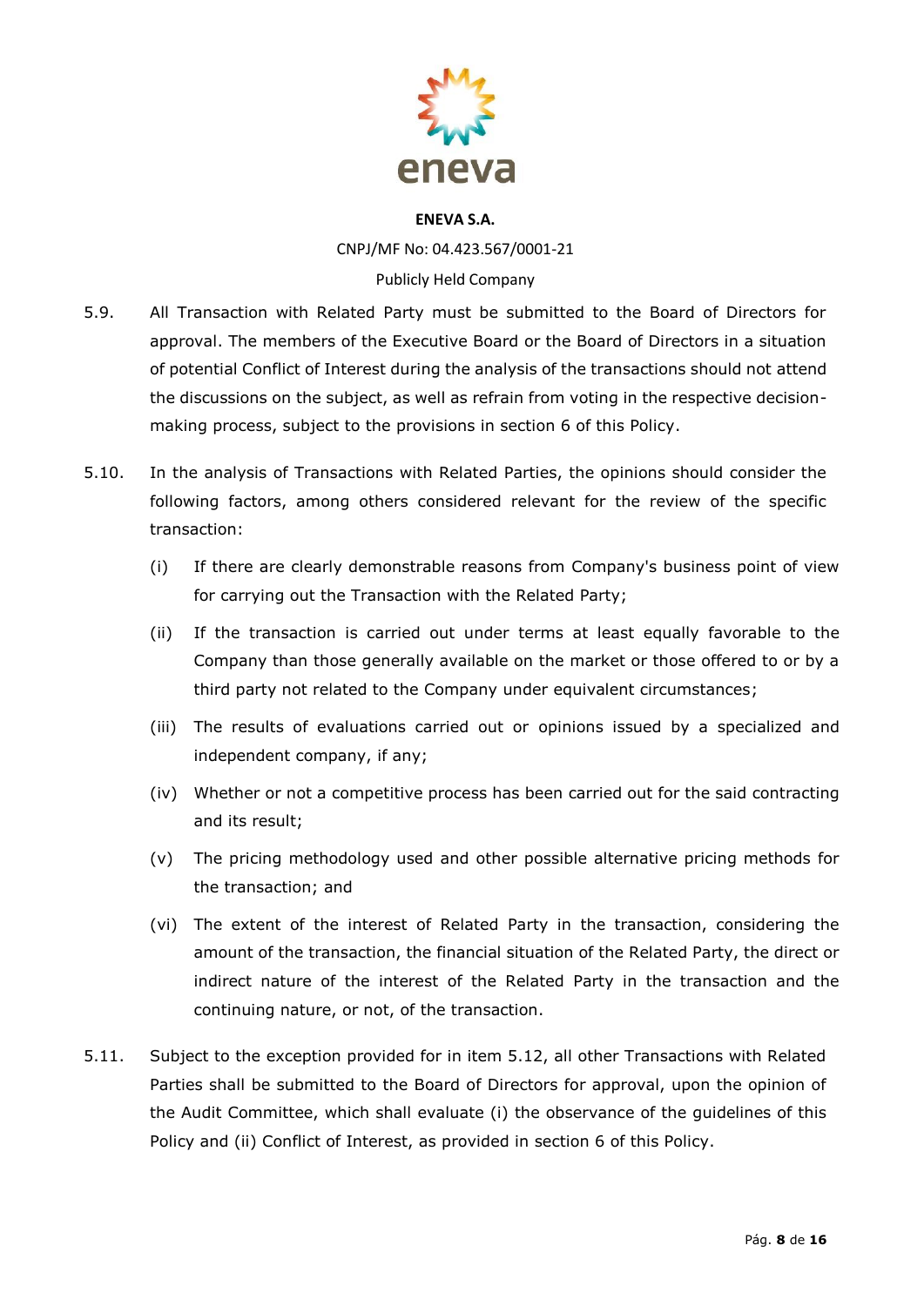5.9. All Transaction with Related Party must be submitted to the Board of Directors for approval. The members of the Executive Board or the Board of Directors in a situation of potential Conflict of Interest during the analysis of the transactions should not attend the discussions on the subject, as well as refrain from voting in the respective decision-making process, subject to the provisions in section 6 of this Policy.

5.10. In the analysis of Transactions with Related Parties, the opinions should consider the following factors, among others considered relevant for the review of the specific transaction:

(i) If there are clearly demonstrable reasons from Company's business point of view for carrying out the Transaction with the Related Party;

(ii) If the transaction is carried out under terms at least equally favorable to the Company than those generally available on the market or those offered to or by a third party not related to the Company under equivalent circumstances;

(iii) The results of evaluations carried out or opinions issued by a specialized and independent company, if any;

(iv) Whether or not a competitive process has been carried out for the said contracting and its result;

(v) The pricing methodology used and other possible alternative pricing methods for the transaction; and

(vi) The extent of the interest of Related Party in the transaction, considering the amount of the transaction, the financial situation of the Related Party, the direct or indirect nature of the interest of the Related Party in the transaction and the continuing nature, or not, of the transaction.

5.11. Subject to the exception provided for in item 5.12, all other Transactions with Related Parties shall be submitted to the Board of Directors for approval, upon the opinion of the Audit Committee, which shall evaluate (i) the observance of the guidelines of this Policy and (ii) Conflict of Interest, as provided in section 6 of this Policy.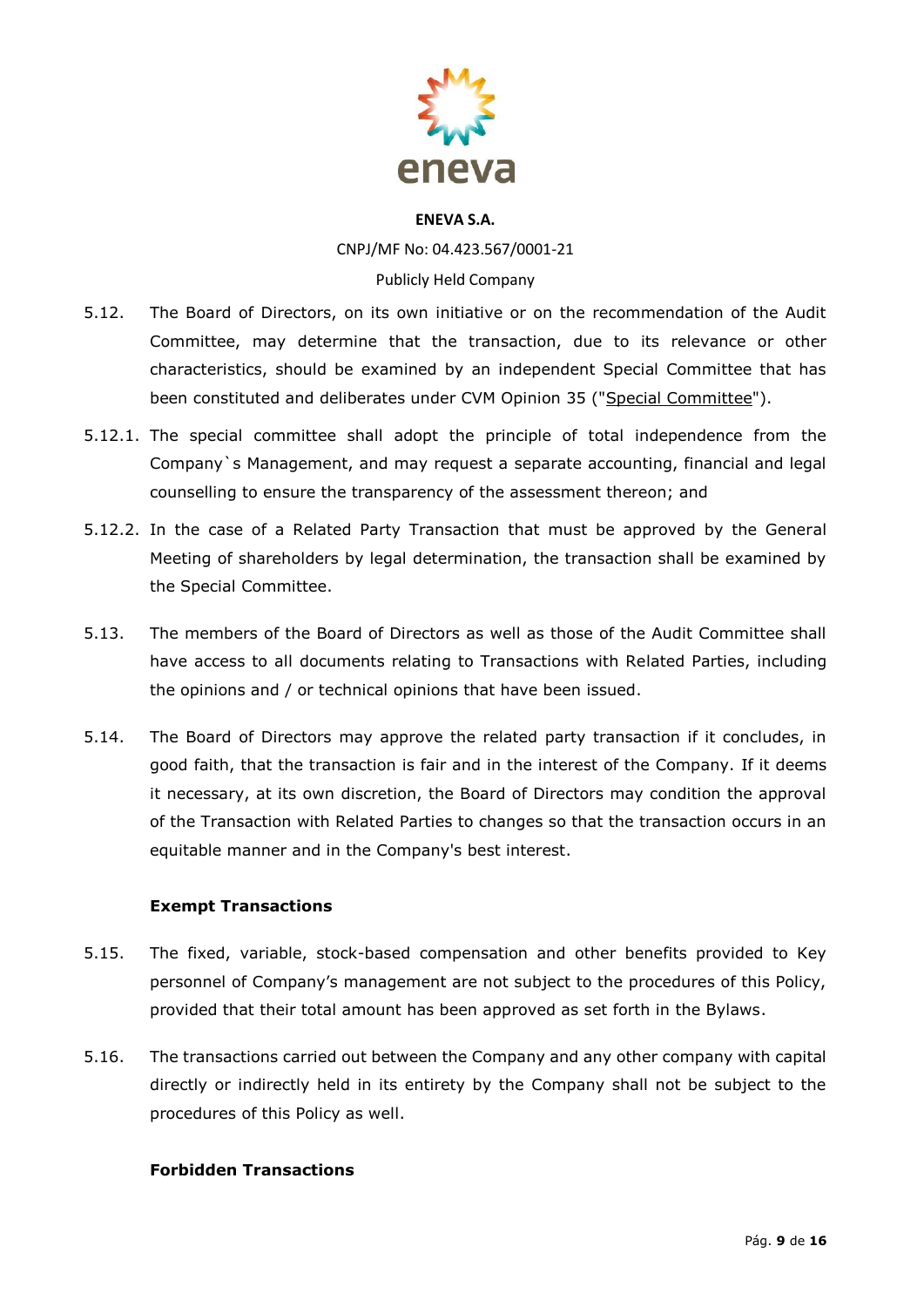5.12. The Board of Directors, on its own initiative or on the recommendation of the Audit Committee, may determine that the transaction, due to its relevance or other characteristics, should be examined by an independent Special Committee that has been constituted and deliberates under CVM Opinion 35 ("Special Committee").

5.12.1. The special committee shall adopt the principle of total independence from the Company`s Management, and may request a separate accounting, financial and legal counselling to ensure the transparency of the assessment thereon; and

5.12.2. In the case of a Related Party Transaction that must be approved by the General Meeting of shareholders by legal determination, the transaction shall be examined by the Special Committee.

5.13. The members of the Board of Directors as well as those of the Audit Committee shall have access to all documents relating to Transactions with Related Parties, including the opinions and / or technical opinions that have been issued.

5.14. The Board of Directors may approve the related party transaction if it concludes, in good faith, that the transaction is fair and in the interest of the Company. If it deems it necessary, at its own discretion, the Board of Directors may condition the approval of the Transaction with Related Parties to changes so that the transaction occurs in an equitable manner and in the Company's best interest.

**Exempt Transactions**

5.15. The fixed, variable, stock-based compensation and other benefits provided to Key personnel of Company's management are not subject to the procedures of this Policy, provided that their total amount has been approved as set forth in the Bylaws.

5.16. The transactions carried out between the Company and any other company with capital directly or indirectly held in its entirety by the Company shall not be subject to the procedures of this Policy as well.

**Forbidden Transactions**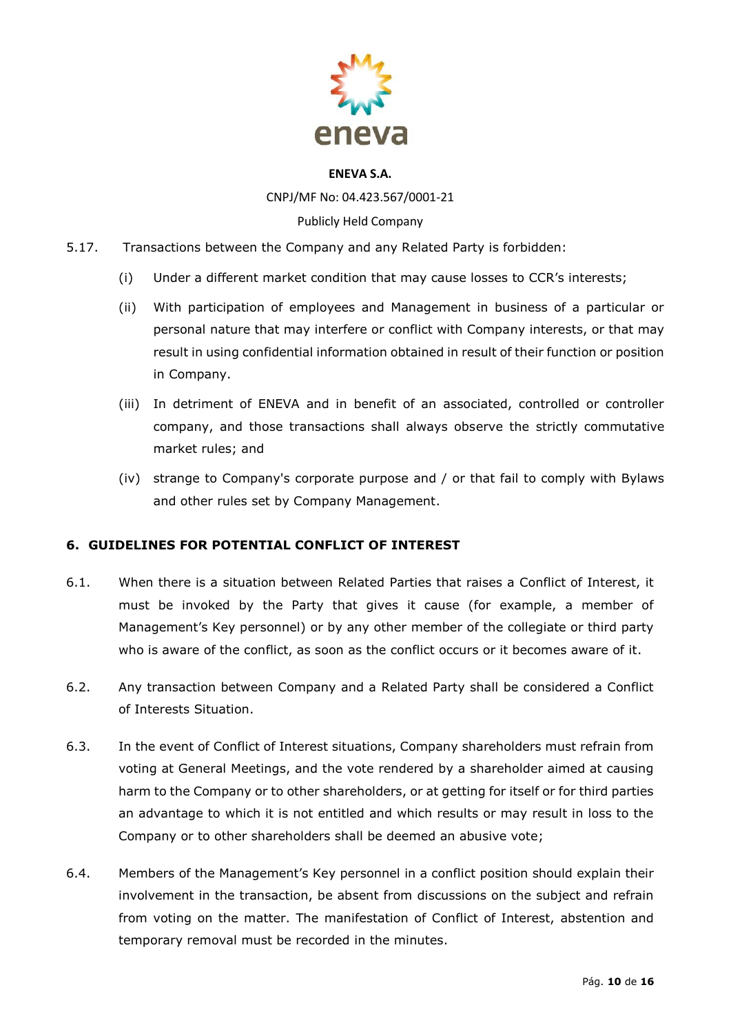5.17. Transactions between the Company and any Related Party is forbidden:

(i) Under a different market condition that may cause losses to CCR's interests;

(ii) With participation of employees and Management in business of a particular or personal nature that may interfere or conflict with Company interests, or that may result in using confidential information obtained in result of their function or position in Company.

(iii) In detriment of ENEVA and in benefit of an associated, controlled or controller company, and those transactions shall always observe the strictly commutative market rules; and

(iv) strange to Company's corporate purpose and / or that fail to comply with Bylaws and other rules set by Company Management.

## 6. GUIDELINES FOR POTENTIAL CONFLICT OF INTEREST

6.1. When there is a situation between Related Parties that raises a Conflict of Interest, it must be invoked by the Party that gives it cause (for example, a member of Management's Key personnel) or by any other member of the collegiate or third party who is aware of the conflict, as soon as the conflict occurs or it becomes aware of it.

6.2. Any transaction between Company and a Related Party shall be considered a Conflict of Interests Situation.

6.3. In the event of Conflict of Interest situations, Company shareholders must refrain from voting at General Meetings, and the vote rendered by a shareholder aimed at causing harm to the Company or to other shareholders, or at getting for itself or for third parties an advantage to which it is not entitled and which results or may result in loss to the Company or to other shareholders shall be deemed an abusive vote;

6.4. Members of the Management's Key personnel in a conflict position should explain their involvement in the transaction, be absent from discussions on the subject and refrain from voting on the matter. The manifestation of Conflict of Interest, abstention and temporary removal must be recorded in the minutes.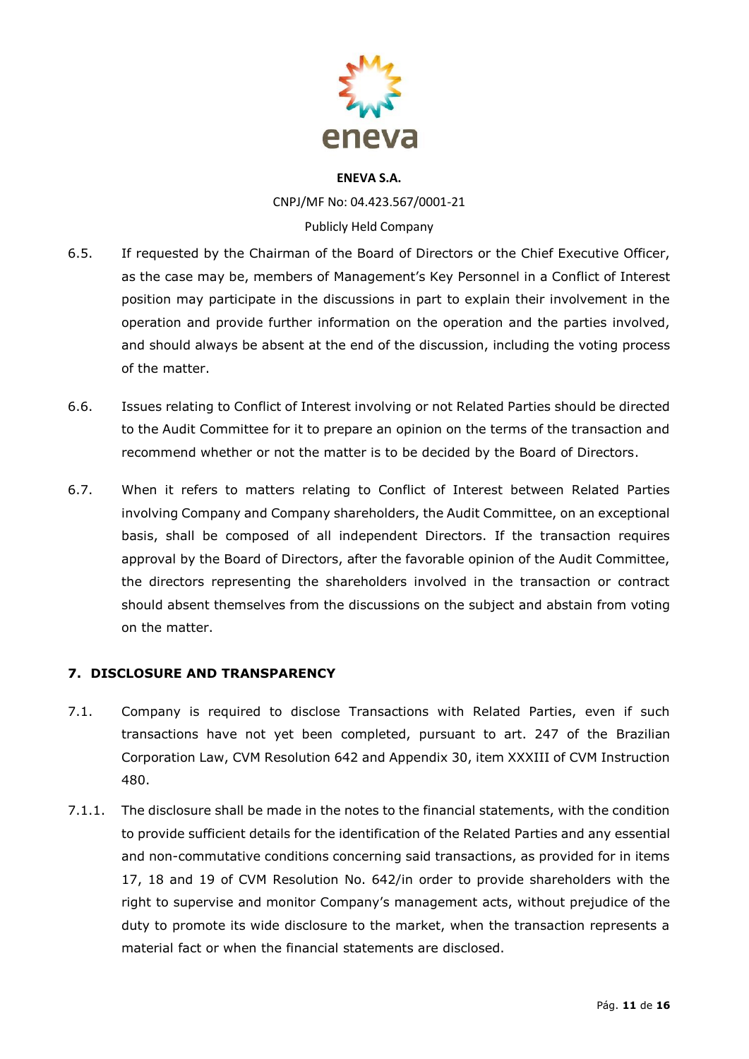6.5. If requested by the Chairman of the Board of Directors or the Chief Executive Officer, as the case may be, members of Management's Key Personnel in a Conflict of Interest position may participate in the discussions in part to explain their involvement in the operation and provide further information on the operation and the parties involved, and should always be absent at the end of the discussion, including the voting process of the matter.

6.6. Issues relating to Conflict of Interest involving or not Related Parties should be directed to the Audit Committee for it to prepare an opinion on the terms of the transaction and recommend whether or not the matter is to be decided by the Board of Directors.

6.7. When it refers to matters relating to Conflict of Interest between Related Parties involving Company and Company shareholders, the Audit Committee, on an exceptional basis, shall be composed of all independent Directors. If the transaction requires approval by the Board of Directors, after the favorable opinion of the Audit Committee, the directors representing the shareholders involved in the transaction or contract should absent themselves from the discussions on the subject and abstain from voting on the matter.

## 7. DISCLOSURE AND TRANSPARENCY

7.1. Company is required to disclose Transactions with Related Parties, even if such transactions have not yet been completed, pursuant to art. 247 of the Brazilian Corporation Law, CVM Resolution 642 and Appendix 30, item XXXIII of CVM Instruction 480.

7.1.1. The disclosure shall be made in the notes to the financial statements, with the condition to provide sufficient details for the identification of the Related Parties and any essential and non-commutative conditions concerning said transactions, as provided for in items 17, 18 and 19 of CVM Resolution No. 642/in order to provide shareholders with the right to supervise and monitor Company's management acts, without prejudice of the duty to promote its wide disclosure to the market, when the transaction represents a material fact or when the financial statements are disclosed.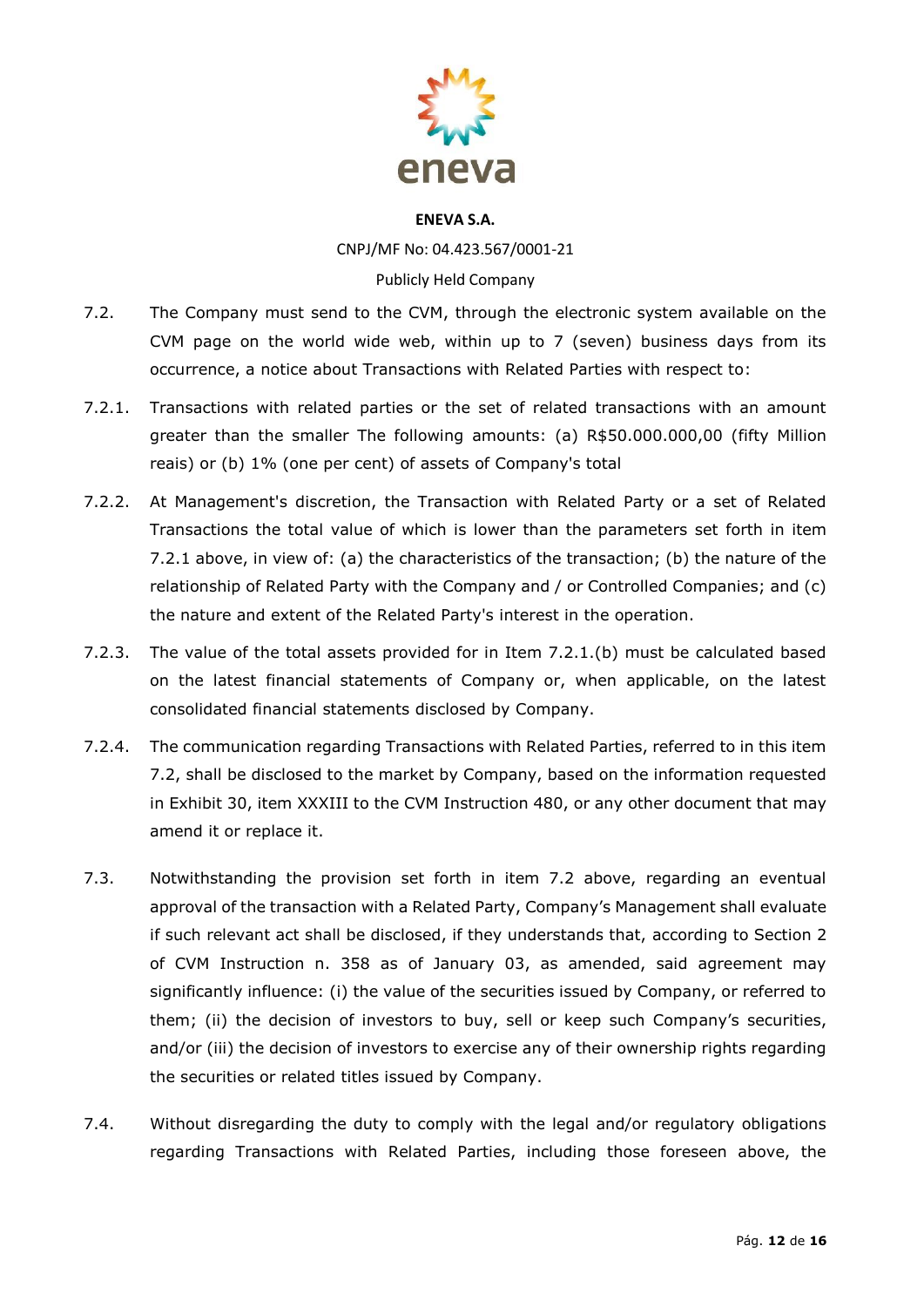7.2. The Company must send to the CVM, through the electronic system available on the CVM page on the world wide web, within up to 7 (seven) business days from its occurrence, a notice about Transactions with Related Parties with respect to:

7.2.1. Transactions with related parties or the set of related transactions with an amount greater than the smaller The following amounts: (a) R$50.000.000,00 (fifty Million reais) or (b) 1% (one per cent) of assets of Company's total

7.2.2. At Management's discretion, the Transaction with Related Party or a set of Related Transactions the total value of which is lower than the parameters set forth in item 7.2.1 above, in view of: (a) the characteristics of the transaction; (b) the nature of the relationship of Related Party with the Company and / or Controlled Companies; and (c) the nature and extent of the Related Party's interest in the operation.

7.2.3. The value of the total assets provided for in Item 7.2.1.(b) must be calculated based on the latest financial statements of Company or, when applicable, on the latest consolidated financial statements disclosed by Company.

7.2.4. The communication regarding Transactions with Related Parties, referred to in this item 7.2, shall be disclosed to the market by Company, based on the information requested in Exhibit 30, item XXXIII to the CVM Instruction 480, or any other document that may amend it or replace it.

7.3. Notwithstanding the provision set forth in item 7.2 above, regarding an eventual approval of the transaction with a Related Party, Company's Management shall evaluate if such relevant act shall be disclosed, if they understands that, according to Section 2 of CVM Instruction n. 358 as of January 03, as amended, said agreement may significantly influence: (i) the value of the securities issued by Company, or referred to them; (ii) the decision of investors to buy, sell or keep such Company's securities, and/or (iii) the decision of investors to exercise any of their ownership rights regarding the securities or related titles issued by Company.

7.4. Without disregarding the duty to comply with the legal and/or regulatory obligations regarding Transactions with Related Parties, including those foreseen above, the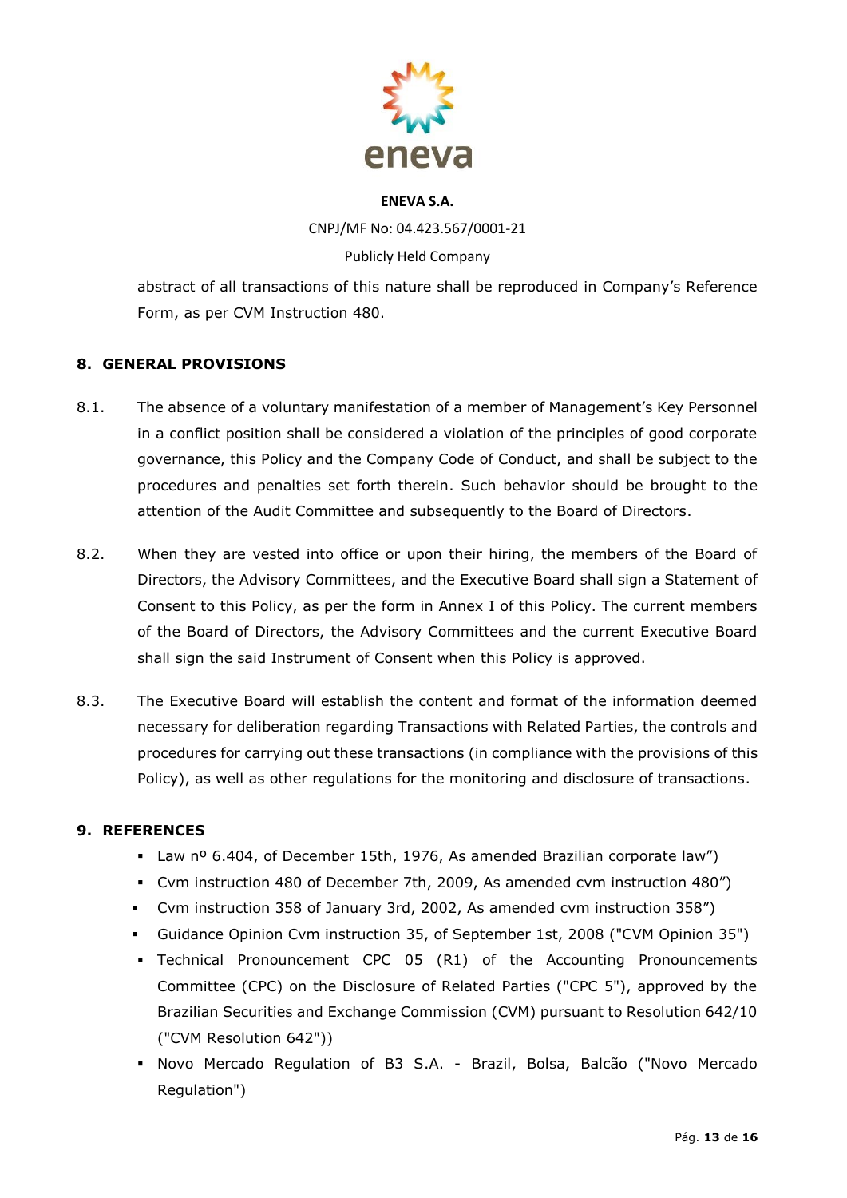abstract of all transactions of this nature shall be reproduced in Company's Reference Form, as per CVM Instruction 480.

## 8. GENERAL PROVISIONS

8.1. The absence of a voluntary manifestation of a member of Management's Key Personnel in a conflict position shall be considered a violation of the principles of good corporate governance, this Policy and the Company Code of Conduct, and shall be subject to the procedures and penalties set forth therein. Such behavior should be brought to the attention of the Audit Committee and subsequently to the Board of Directors.

8.2. When they are vested into office or upon their hiring, the members of the Board of Directors, the Advisory Committees, and the Executive Board shall sign a Statement of Consent to this Policy, as per the form in Annex I of this Policy. The current members of the Board of Directors, the Advisory Committees and the current Executive Board shall sign the said Instrument of Consent when this Policy is approved.

8.3. The Executive Board will establish the content and format of the information deemed necessary for deliberation regarding Transactions with Related Parties, the controls and procedures for carrying out these transactions (in compliance with the provisions of this Policy), as well as other regulations for the monitoring and disclosure of transactions.

## 9. REFERENCES

- Law nº 6.404, of December 15th, 1976, As amended Brazilian corporate law")
- Cvm instruction 480 of December 7th, 2009, As amended cvm instruction 480")
- Cvm instruction 358 of January 3rd, 2002, As amended cvm instruction 358")
- Guidance Opinion Cvm instruction 35, of September 1st, 2008 ("CVM Opinion 35")
- Technical Pronouncement CPC 05 (R1) of the Accounting Pronouncements Committee (CPC) on the Disclosure of Related Parties ("CPC 5"), approved by the Brazilian Securities and Exchange Commission (CVM) pursuant to Resolution 642/10 ("CVM Resolution 642"))
- Novo Mercado Regulation of B3 S.A. - Brazil, Bolsa, Balcão ("Novo Mercado Regulation")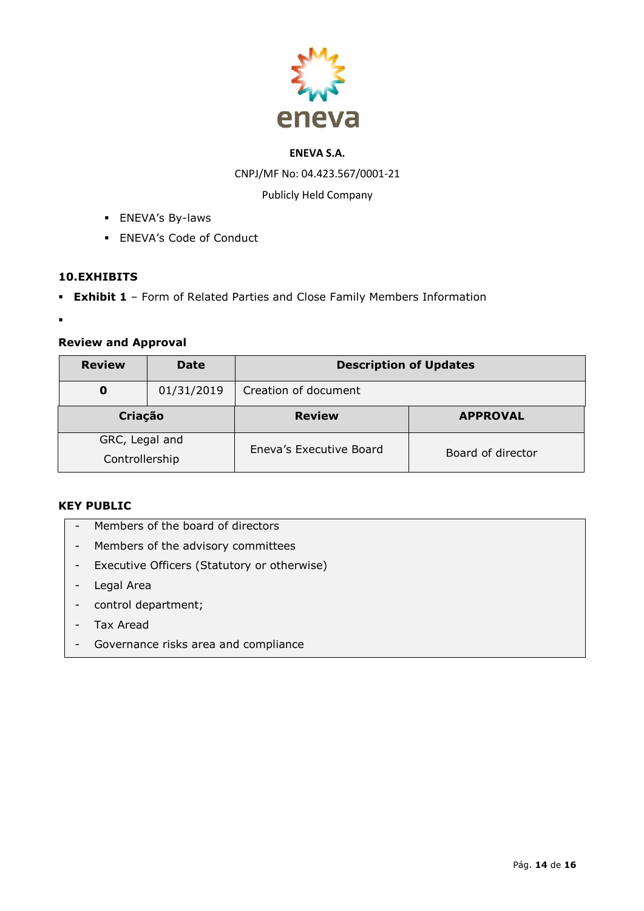**ENEVA S.A.**

CNPJ/MF No: 04.423.567/0001-21

Publicly Held Company

- ENEVA's By-laws
- ENEVA's Code of Conduct

## 10. EXHIBITS

- **Exhibit 1** – Form of Related Parties and Close Family Members Information
- 

### Review and Approval

| Review | Date | Description of Updates |
|---|---|---|
| **0** | 01/31/2019 | Creation of document |

| Criação | Review | APPROVAL |
|---|---|---|
| GRC, Legal and Controllership | Eneva's Executive Board | Board of director |

### KEY PUBLIC

- Members of the board of directors
- Members of the advisory committees
- Executive Officers (Statutory or otherwise)
- Legal Area
- control department;
- Tax Aread
- Governance risks area and compliance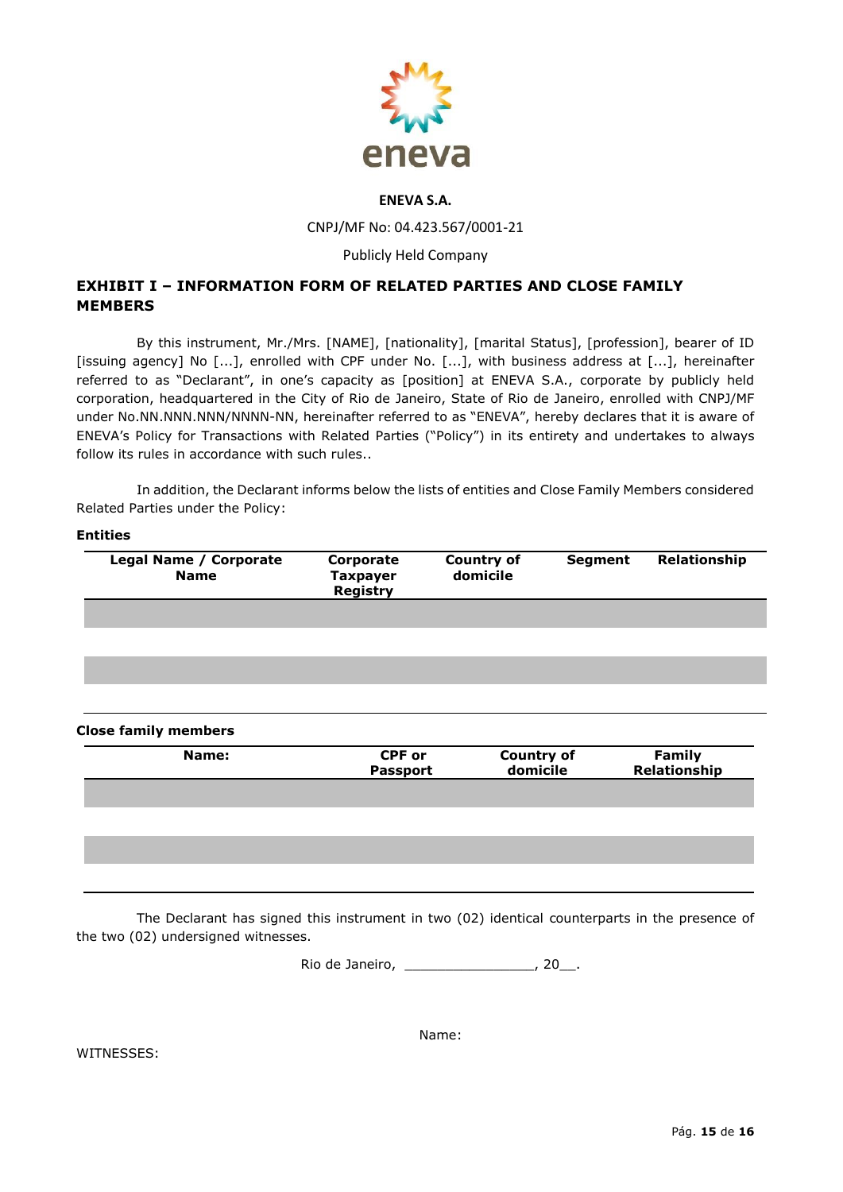**ENEVA S.A.**

CNPJ/MF No: 04.423.567/0001-21

Publicly Held Company

## EXHIBIT I – INFORMATION FORM OF RELATED PARTIES AND CLOSE FAMILY MEMBERS

By this instrument, Mr./Mrs. [NAME], [nationality], [marital Status], [profession], bearer of ID [issuing agency] No [...], enrolled with CPF under No. [...], with business address at [...], hereinafter referred to as "Declarant", in one's capacity as [position] at ENEVA S.A., corporate by publicly held corporation, headquartered in the City of Rio de Janeiro, State of Rio de Janeiro, enrolled with CNPJ/MF under No.NN.NNN.NNN/NNNN-NN, hereinafter referred to as "ENEVA", hereby declares that it is aware of ENEVA's Policy for Transactions with Related Parties ("Policy") in its entirety and undertakes to always follow its rules in accordance with such rules..

In addition, the Declarant informs below the lists of entities and Close Family Members considered Related Parties under the Policy:

**Entities**

| Legal Name / Corporate Name | Corporate Taxpayer Registry | Country of domicile | Segment | Relationship |
|---|---|---|---|---|
| | | | | |
| | | | | |
| | | | | |
| | | | | |

**Close family members**

| Name: | CPF or Passport | Country of domicile | Family Relationship |
|---|---|---|---|
| | | | |
| | | | |
| | | | |
| | | | |

The Declarant has signed this instrument in two (02) identical counterparts in the presence of the two (02) undersigned witnesses.

Rio de Janeiro, ________________, 20__.

Name:

WITNESSES: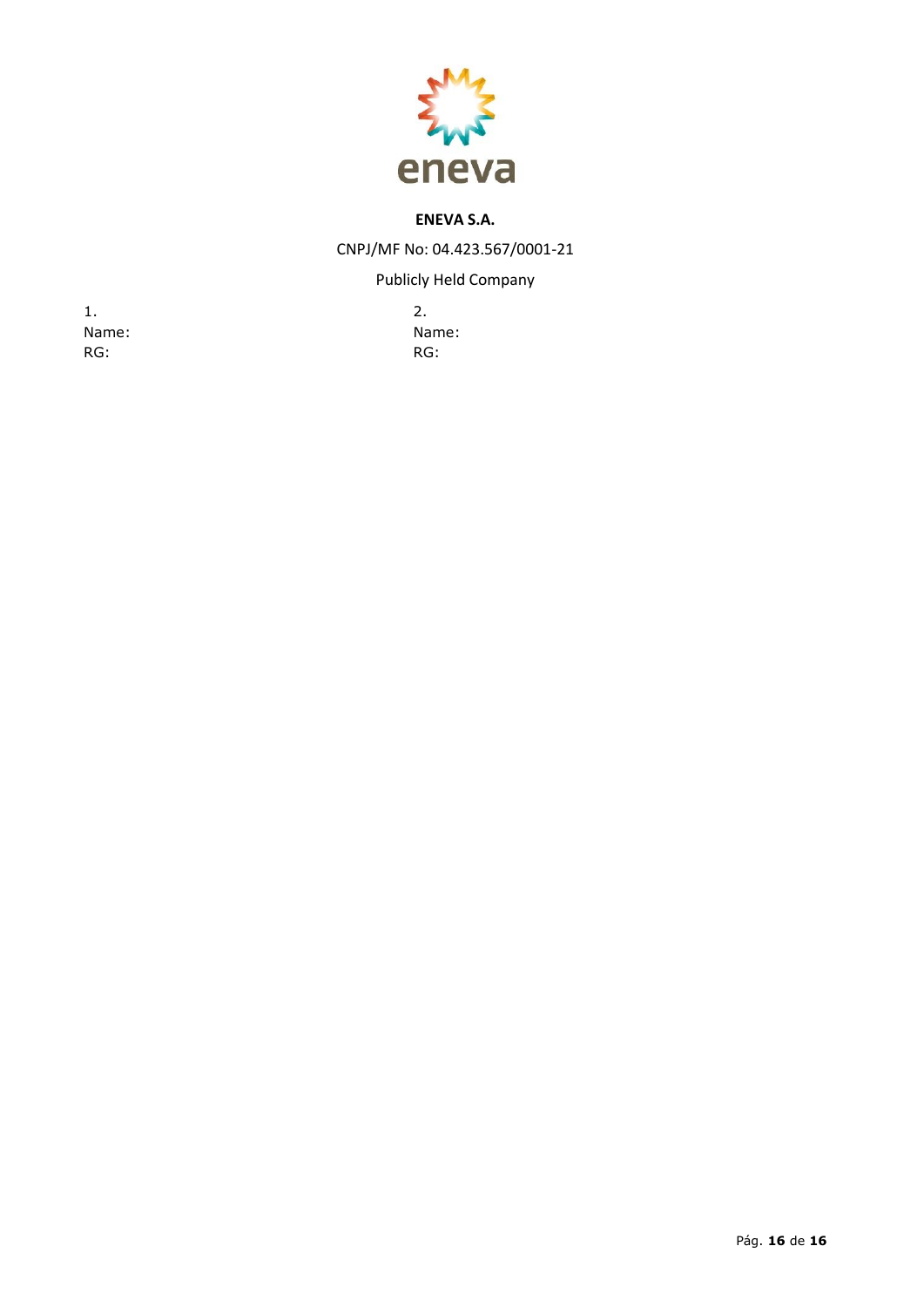**ENEVA S.A.**

CNPJ/MF No: 04.423.567/0001-21

Publicly Held Company

| | |
|---|---|
| 1. | 2. |
| Name: | Name: |
| RG: | RG: |